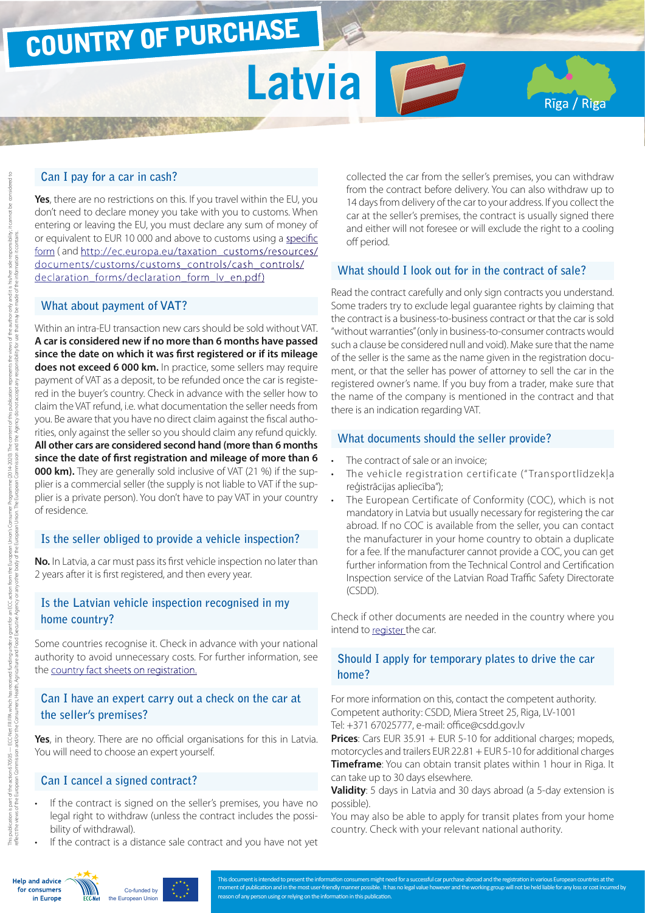# COUNTRY OF PURCHASE

# Latvia

Rīga / Riga

## Can I pay for a car in cash?

**Yes**, there are no restrictions on this. If you travel within the EU, you don't need to declare money you take with you to customs. When entering or leaving the EU, you must declare any sum of money of or equivalent to EUR 10 000 and above to customs using a specific form ( and http://ec.europa.eu/taxation_customs/resources/documents/customs/customs_controls/cash_controls/declaration_forms/declaration_form_lv_en.pdf)

## What about payment of VAT?

Within an intra-EU transaction new cars should be sold without VAT. **A car is considered new if no more than 6 months have passed since the date on which it was first registered or if its mileage does not exceed 6 000 km.** In practice, some sellers may require payment of VAT as a deposit, to be refunded once the car is registered in the buyer's country. Check in advance with the seller how to claim the VAT refund, i.e. what documentation the seller needs from you. Be aware that you have no direct claim against the fiscal authorities, only against the seller so you should claim any refund quickly. **All other cars are considered second hand (more than 6 months since the date of first registration and mileage of more than 6 000 km).** They are generally sold inclusive of VAT (21 %) if the supplier is a commercial seller (the supply is not liable to VAT if the supplier is a private person). You don't have to pay VAT in your country of residence.

## Is the seller obliged to provide a vehicle inspection?

**No.** In Latvia, a car must pass its first vehicle inspection no later than 2 years after it is first registered, and then every year.

## Is the Latvian vehicle inspection recognised in my home country?

Some countries recognise it. Check in advance with your national authority to avoid unnecessary costs. For further information, see the country fact sheets on registration.

## Can I have an expert carry out a check on the car at the seller's premises?

**Yes**, in theory. There are no official organisations for this in Latvia. You will need to choose an expert yourself.

## Can I cancel a signed contract?

- If the contract is signed on the seller's premises, you have no legal right to withdraw (unless the contract includes the possibility of withdrawal).
- If the contract is a distance sale contract and you have not yet collected the car from the seller's premises, you can withdraw from the contract before delivery. You can also withdraw up to 14 days from delivery of the car to your address. If you collect the car at the seller's premises, the contract is usually signed there and either will not foresee or will exclude the right to a cooling off period.

## What should I look out for in the contract of sale?

Read the contract carefully and only sign contracts you understand. Some traders try to exclude legal guarantee rights by claiming that the contract is a business-to-business contract or that the car is sold "without warranties" (only in business-to-consumer contracts would such a clause be considered null and void). Make sure that the name of the seller is the same as the name given in the registration document, or that the seller has power of attorney to sell the car in the registered owner's name. If you buy from a trader, make sure that the name of the company is mentioned in the contract and that there is an indication regarding VAT.

## What documents should the seller provide?

- The contract of sale or an invoice;
- The vehicle registration certificate ("Transportlīdzekļa reģistrācijas apliecība");
- The European Certificate of Conformity (COC), which is not mandatory in Latvia but usually necessary for registering the car abroad. If no COC is available from the seller, you can contact the manufacturer in your home country to obtain a duplicate for a fee. If the manufacturer cannot provide a COC, you can get further information from the Technical Control and Certification Inspection service of the Latvian Road Traffic Safety Directorate (CSDD).

Check if other documents are needed in the country where you intend to register the car.

## Should I apply for temporary plates to drive the car home?

For more information on this, contact the competent authority.
Competent authority: CSDD, Miera Street 25, Riga, LV-1001
Tel: +371 67025777, e-mail: office@csdd.gov.lv

**Prices**: Cars EUR 35.91 + EUR 5-10 for additional charges; mopeds, motorcycles and trailers EUR 22.81 + EUR 5-10 for additional charges

**Timeframe**: You can obtain transit plates within 1 hour in Riga. It can take up to 30 days elsewhere.

**Validity**: 5 days in Latvia and 30 days abroad (a 5-day extension is possible).

You may also be able to apply for transit plates from your home country. Check with your relevant national authority.

This publication is part of the action 670695 — ECC-Net FPA which has received funding under a grant for an ECC action from the European Union's Consumer Programme (2014-2020). The content of this publication represents the views of the author only and it is his/her sole responsibility; it cannot be considered to reflect the views of the European Commission and/or the Consumers, Health, Agriculture and Food Executive Agency or any other body of the European Union. The European Commission and the Agency do not accept any responsibility for use that may be made of the information it contains.

Help and advice for consumers in Europe

ECC-Net

Co-funded by the European Union

This document is intended to present the information consumers might need for a successful car purchase abroad and the registration in various European countries at the moment of publication and in the most user-friendly manner possible. It has no legal value however and the working group will not be held liable for any loss or cost incurred by reason of any person using or relying on the information in this publication.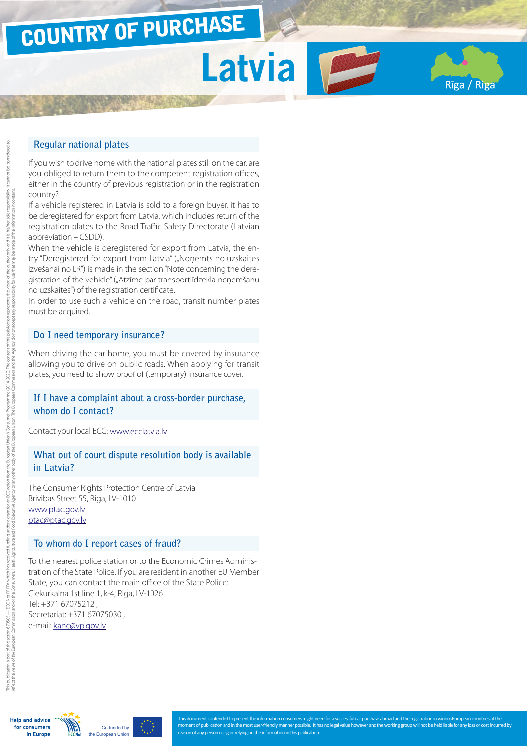# COUNTRY OF PURCHASE

# Latvia

Rīga / Riga

## Regular national plates

If you wish to drive home with the national plates still on the car, are you obliged to return them to the competent registration offices, either in the country of previous registration or in the registration country?

If a vehicle registered in Latvia is sold to a foreign buyer, it has to be deregistered for export from Latvia, which includes return of the registration plates to the Road Traffic Safety Directorate (Latvian abbreviation – CSDD).

When the vehicle is deregistered for export from Latvia, the entry "Deregistered for export from Latvia" („Noņemts no uzskaites izvešanai no LR") is made in the section "Note concerning the deregistration of the vehicle" („Atzīme par transportlīdzekļa noņemšanu no uzskaites") of the registration certificate.

In order to use such a vehicle on the road, transit number plates must be acquired.

## Do I need temporary insurance?

When driving the car home, you must be covered by insurance allowing you to drive on public roads. When applying for transit plates, you need to show proof of (temporary) insurance cover.

## If I have a complaint about a cross-border purchase, whom do I contact?

Contact your local ECC: www.ecclatvia.lv

## What out of court dispute resolution body is available in Latvia?

The Consumer Rights Protection Centre of Latvia
Brivibas Street 55, Riga, LV-1010
www.ptac.gov.lv
ptac@ptac.gov.lv

## To whom do I report cases of fraud?

To the nearest police station or to the Economic Crimes Administration of the State Police. If you are resident in another EU Member State, you can contact the main office of the State Police:
Ciekurkalna 1st line 1, k-4, Riga, LV-1026
Tel: +371 67075212 ,
Secretariat: +371 67075030 ,
e-mail: kanc@vp.gov.lv

Help and advice for consumers in Europe

Co-funded by the European Union

This document is intended to present the information consumers might need for a successful car purchase abroad and the registration in various European countries at the moment of publication and in the most user-friendly manner possible. It has no legal value however and the working group will not be held liable for any loss or cost incurred by reason of any person using or relying on the information in this publication.